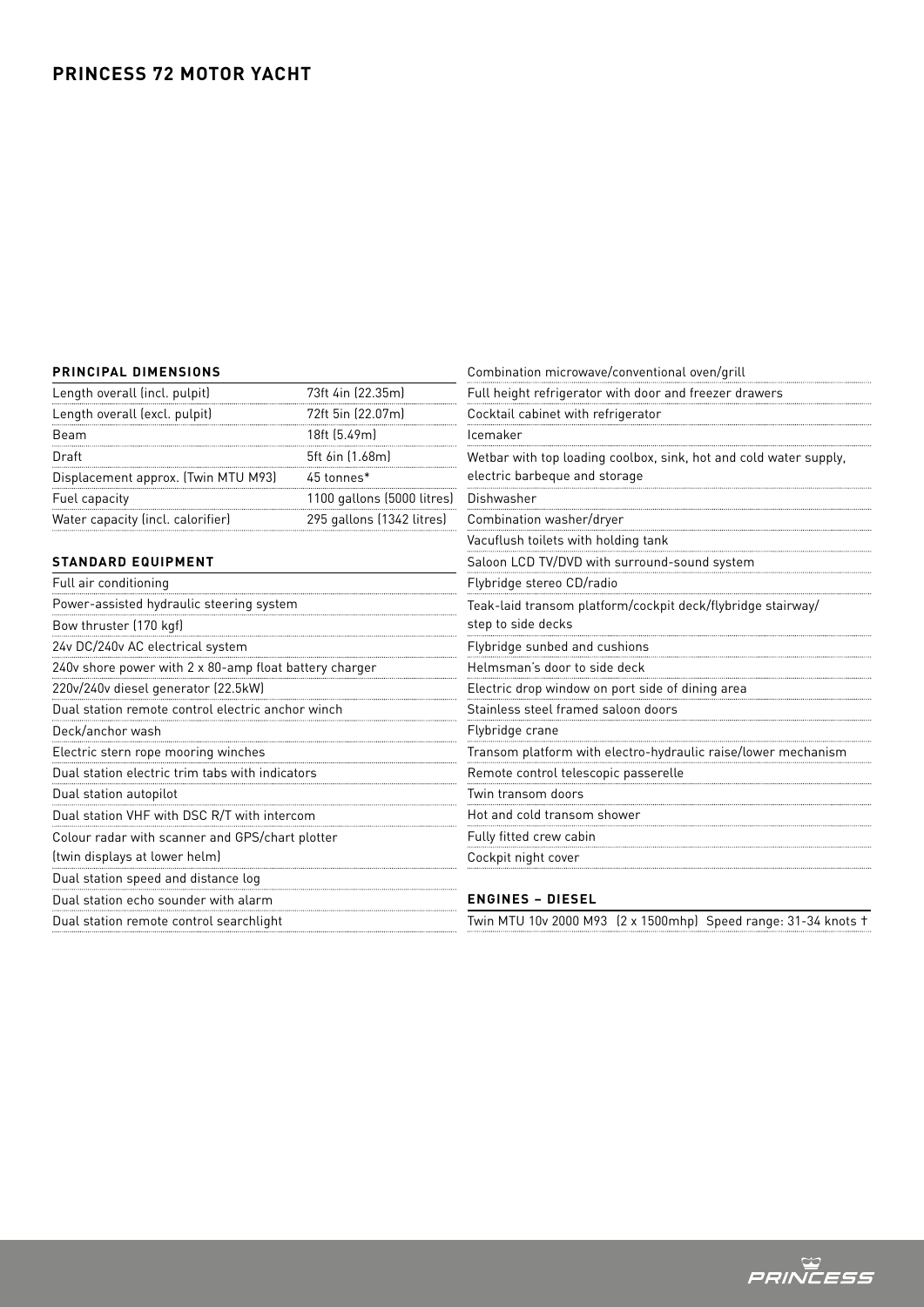# PRINCESS 72 MOTOR YACHT

## PRINCIPAL DIMENSIONS

| | |
|---|---|
| Length overall (incl. pulpit) | 73ft 4in (22.35m) |
| Length overall (excl. pulpit) | 72ft 5in (22.07m) |
| Beam | 18ft (5.49m) |
| Draft | 5ft 6in (1.68m) |
| Displacement approx. (Twin MTU M93) | 45 tonnes* |
| Fuel capacity | 1100 gallons (5000 litres) |
| Water capacity (incl. calorifier) | 295 gallons (1342 litres) |

## STANDARD EQUIPMENT

- Full air conditioning
- Power-assisted hydraulic steering system
- Bow thruster (170 kgf)
- 24v DC/240v AC electrical system
- 240v shore power with 2 x 80-amp float battery charger
- 220v/240v diesel generator (22.5kW)
- Dual station remote control electric anchor winch
- Deck/anchor wash
- Electric stern rope mooring winches
- Dual station electric trim tabs with indicators
- Dual station autopilot
- Dual station VHF with DSC R/T with intercom
- Colour radar with scanner and GPS/chart plotter (twin displays at lower helm)
- Dual station speed and distance log
- Dual station echo sounder with alarm
- Dual station remote control searchlight
- Combination microwave/conventional oven/grill
- Full height refrigerator with door and freezer drawers
- Cocktail cabinet with refrigerator
- Icemaker
- Wetbar with top loading coolbox, sink, hot and cold water supply, electric barbeque and storage
- Dishwasher
- Combination washer/dryer
- Vacuflush toilets with holding tank
- Saloon LCD TV/DVD with surround-sound system
- Flybridge stereo CD/radio
- Teak-laid transom platform/cockpit deck/flybridge stairway/step to side decks
- Flybridge sunbed and cushions
- Helmsman's door to side deck
- Electric drop window on port side of dining area
- Stainless steel framed saloon doors
- Flybridge crane
- Transom platform with electro-hydraulic raise/lower mechanism
- Remote control telescopic passerelle
- Twin transom doors
- Hot and cold transom shower
- Fully fitted crew cabin
- Cockpit night cover

## ENGINES – DIESEL

Twin MTU 10v 2000 M93 (2 x 1500mhp) Speed range: 31-34 knots †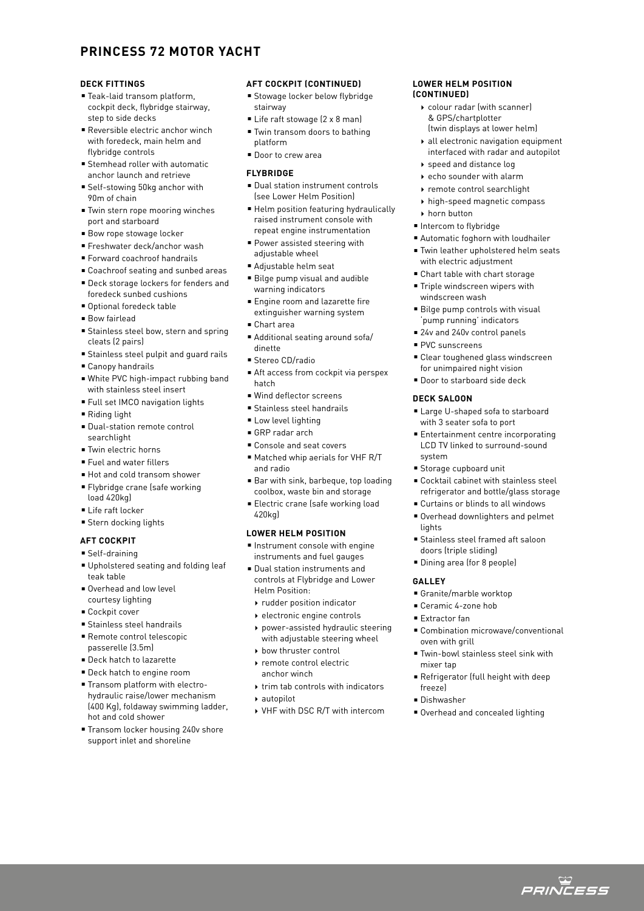# PRINCESS 72 MOTOR YACHT

## DECK FITTINGS

- Teak-laid transom platform, cockpit deck, flybridge stairway, step to side decks
- Reversible electric anchor winch with foredeck, main helm and flybridge controls
- Stemhead roller with automatic anchor launch and retrieve
- Self-stowing 50kg anchor with 90m of chain
- Twin stern rope mooring winches port and starboard
- Bow rope stowage locker
- Freshwater deck/anchor wash
- Forward coachroof handrails
- Coachroof seating and sunbed areas
- Deck storage lockers for fenders and foredeck sunbed cushions
- Optional foredeck table
- Bow fairlead
- Stainless steel bow, stern and spring cleats (2 pairs)
- Stainless steel pulpit and guard rails
- Canopy handrails
- White PVC high-impact rubbing band with stainless steel insert
- Full set IMCO navigation lights
- Riding light
- Dual-station remote control searchlight
- Twin electric horns
- Fuel and water fillers
- Hot and cold transom shower
- Flybridge crane (safe working load 420kg)
- Life raft locker
- Stern docking lights

## AFT COCKPIT

- Self-draining
- Upholstered seating and folding leaf teak table
- Overhead and low level courtesy lighting
- Cockpit cover
- Stainless steel handrails
- Remote control telescopic passerelle (3.5m)
- Deck hatch to lazarette
- Deck hatch to engine room
- Transom platform with electro-hydraulic raise/lower mechanism (400 Kg), foldaway swimming ladder, hot and cold shower
- Transom locker housing 240v shore support inlet and shoreline

## AFT COCKPIT (CONTINUED)

- Stowage locker below flybridge stairway
- Life raft stowage (2 x 8 man)
- Twin transom doors to bathing platform
- Door to crew area

## FLYBRIDGE

- Dual station instrument controls (see Lower Helm Position)
- Helm position featuring hydraulically raised instrument console with repeat engine instrumentation
- Power assisted steering with adjustable wheel
- Adjustable helm seat
- Bilge pump visual and audible warning indicators
- Engine room and lazarette fire extinguisher warning system
- Chart area
- Additional seating around sofa/dinette
- Stereo CD/radio
- Aft access from cockpit via perspex hatch
- Wind deflector screens
- Stainless steel handrails
- Low level lighting
- GRP radar arch
- Console and seat covers
- Matched whip aerials for VHF R/T and radio
- Bar with sink, barbeque, top loading coolbox, waste bin and storage
- Electric crane (safe working load 420kg)

## LOWER HELM POSITION

- Instrument console with engine instruments and fuel gauges
- Dual station instruments and controls at Flybridge and Lower Helm Position:
  - rudder position indicator
  - electronic engine controls
  - power-assisted hydraulic steering with adjustable steering wheel
  - bow thruster control
  - remote control electric anchor winch
  - trim tab controls with indicators
  - autopilot
  - VHF with DSC R/T with intercom

## LOWER HELM POSITION (CONTINUED)

  - colour radar (with scanner) & GPS/chartplotter (twin displays at lower helm)
  - all electronic navigation equipment interfaced with radar and autopilot
  - speed and distance log
  - echo sounder with alarm
  - remote control searchlight
  - high-speed magnetic compass
  - horn button
- Intercom to flybridge
- Automatic foghorn with loudhailer
- Twin leather upholstered helm seats with electric adjustment
- Chart table with chart storage
- Triple windscreen wipers with windscreen wash
- Bilge pump controls with visual 'pump running' indicators
- 24v and 240v control panels
- PVC sunscreens
- Clear toughened glass windscreen for unimpaired night vision
- Door to starboard side deck

## DECK SALOON

- Large U-shaped sofa to starboard with 3 seater sofa to port
- Entertainment centre incorporating LCD TV linked to surround-sound system
- Storage cupboard unit
- Cocktail cabinet with stainless steel refrigerator and bottle/glass storage
- Curtains or blinds to all windows
- Overhead downlighters and pelmet lights
- Stainless steel framed aft saloon doors (triple sliding)
- Dining area (for 8 people)

## GALLEY

- Granite/marble worktop
- Ceramic 4-zone hob
- Extractor fan
- Combination microwave/conventional oven with grill
- Twin-bowl stainless steel sink with mixer tap
- Refrigerator (full height with deep freeze)
- Dishwasher
- Overhead and concealed lighting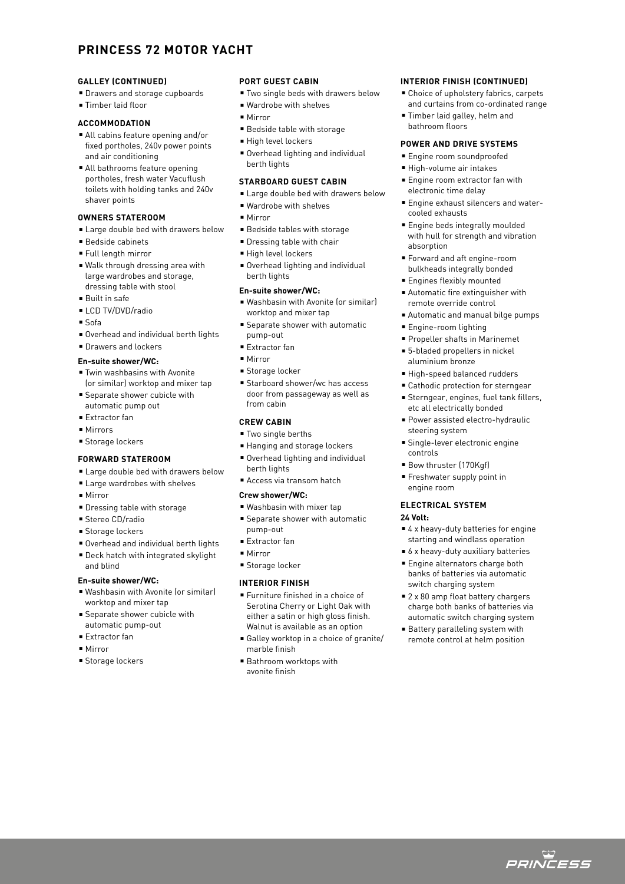# PRINCESS 72 MOTOR YACHT

## GALLEY (CONTINUED)

- Drawers and storage cupboards
- Timber laid floor

## ACCOMMODATION

- All cabins feature opening and/or fixed portholes, 240v power points and air conditioning
- All bathrooms feature opening portholes, fresh water Vacuflush toilets with holding tanks and 240v shaver points

## OWNERS STATEROOM

- Large double bed with drawers below
- Bedside cabinets
- Full length mirror
- Walk through dressing area with large wardrobes and storage, dressing table with stool
- Built in safe
- LCD TV/DVD/radio
- Sofa
- Overhead and individual berth lights
- Drawers and lockers

**En-suite shower/WC:**

- Twin washbasins with Avonite (or similar) worktop and mixer tap
- Separate shower cubicle with automatic pump out
- Extractor fan
- Mirrors
- Storage lockers

## FORWARD STATEROOM

- Large double bed with drawers below
- Large wardrobes with shelves
- Mirror
- Dressing table with storage
- Stereo CD/radio
- Storage lockers
- Overhead and individual berth lights
- Deck hatch with integrated skylight and blind

**En-suite shower/WC:**

- Washbasin with Avonite (or similar) worktop and mixer tap
- Separate shower cubicle with automatic pump-out
- Extractor fan
- Mirror
- Storage lockers

## PORT GUEST CABIN

- Two single beds with drawers below
- Wardrobe with shelves
- Mirror
- Bedside table with storage
- High level lockers
- Overhead lighting and individual berth lights

## STARBOARD GUEST CABIN

- Large double bed with drawers below
- Wardrobe with shelves
- Mirror
- Bedside tables with storage
- Dressing table with chair
- High level lockers
- Overhead lighting and individual berth lights

**En-suite shower/WC:**

- Washbasin with Avonite (or similar) worktop and mixer tap
- Separate shower with automatic pump-out
- Extractor fan
- Mirror
- Storage locker
- Starboard shower/wc has access door from passageway as well as from cabin

## CREW CABIN

- Two single berths
- Hanging and storage lockers
- Overhead lighting and individual berth lights
- Access via transom hatch

**Crew shower/WC:**

- Washbasin with mixer tap
- Separate shower with automatic pump-out
- Extractor fan
- Mirror
- Storage locker

## INTERIOR FINISH

- Furniture finished in a choice of Serotina Cherry or Light Oak with either a satin or high gloss finish. Walnut is available as an option
- Galley worktop in a choice of granite/marble finish
- Bathroom worktops with avonite finish

## INTERIOR FINISH (CONTINUED)

- Choice of upholstery fabrics, carpets and curtains from co-ordinated range
- Timber laid galley, helm and bathroom floors

## POWER AND DRIVE SYSTEMS

- Engine room soundproofed
- High-volume air intakes
- Engine room extractor fan with electronic time delay
- Engine exhaust silencers and water-cooled exhausts
- Engine beds integrally moulded with hull for strength and vibration absorption
- Forward and aft engine-room bulkheads integrally bonded
- Engines flexibly mounted
- Automatic fire extinguisher with remote override control
- Automatic and manual bilge pumps
- Engine-room lighting
- Propeller shafts in Marinemet
- 5-bladed propellers in nickel aluminium bronze
- High-speed balanced rudders
- Cathodic protection for sterngear
- Sterngear, engines, fuel tank fillers, etc all electrically bonded
- Power assisted electro-hydraulic steering system
- Single-lever electronic engine controls
- Bow thruster (170Kgf)
- Freshwater supply point in engine room

## ELECTRICAL SYSTEM

**24 Volt:**

- 4 x heavy-duty batteries for engine starting and windlass operation
- 6 x heavy-duty auxiliary batteries
- Engine alternators charge both banks of batteries via automatic switch charging system
- 2 x 80 amp float battery chargers charge both banks of batteries via automatic switch charging system
- Battery paralleling system with remote control at helm position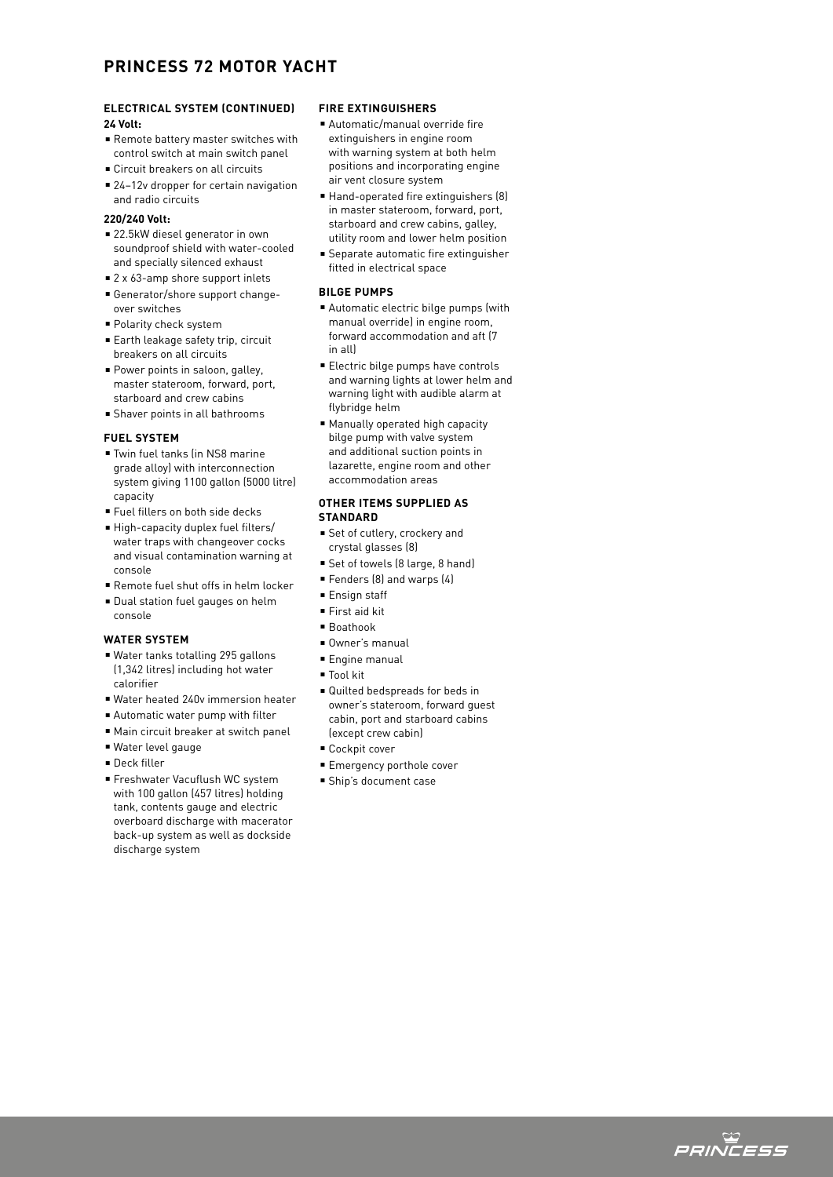# PRINCESS 72 MOTOR YACHT

## ELECTRICAL SYSTEM (CONTINUED)

**24 Volt:**

- Remote battery master switches with control switch at main switch panel
- Circuit breakers on all circuits
- 24–12v dropper for certain navigation and radio circuits

**220/240 Volt:**

- 22.5kW diesel generator in own soundproof shield with water-cooled and specially silenced exhaust
- 2 x 63-amp shore support inlets
- Generator/shore support change-over switches
- Polarity check system
- Earth leakage safety trip, circuit breakers on all circuits
- Power points in saloon, galley, master stateroom, forward, port, starboard and crew cabins
- Shaver points in all bathrooms

## FUEL SYSTEM

- Twin fuel tanks (in NS8 marine grade alloy) with interconnection system giving 1100 gallon (5000 litre) capacity
- Fuel fillers on both side decks
- High-capacity duplex fuel filters/ water traps with changeover cocks and visual contamination warning at console
- Remote fuel shut offs in helm locker
- Dual station fuel gauges on helm console

## WATER SYSTEM

- Water tanks totalling 295 gallons (1,342 litres) including hot water calorifier
- Water heated 240v immersion heater
- Automatic water pump with filter
- Main circuit breaker at switch panel
- Water level gauge
- Deck filler
- Freshwater Vacuflush WC system with 100 gallon (457 litres) holding tank, contents gauge and electric overboard discharge with macerator back-up system as well as dockside discharge system

## FIRE EXTINGUISHERS

- Automatic/manual override fire extinguishers in engine room with warning system at both helm positions and incorporating engine air vent closure system
- Hand-operated fire extinguishers (8) in master stateroom, forward, port, starboard and crew cabins, galley, utility room and lower helm position
- Separate automatic fire extinguisher fitted in electrical space

## BILGE PUMPS

- Automatic electric bilge pumps (with manual override) in engine room, forward accommodation and aft (7 in all)
- Electric bilge pumps have controls and warning lights at lower helm and warning light with audible alarm at flybridge helm
- Manually operated high capacity bilge pump with valve system and additional suction points in lazarette, engine room and other accommodation areas

## OTHER ITEMS SUPPLIED AS STANDARD

- Set of cutlery, crockery and crystal glasses (8)
- Set of towels (8 large, 8 hand)
- Fenders (8) and warps (4)
- Ensign staff
- First aid kit
- Boathook
- Owner's manual
- Engine manual
- Tool kit
- Quilted bedspreads for beds in owner's stateroom, forward guest cabin, port and starboard cabins (except crew cabin)
- Cockpit cover
- Emergency porthole cover
- Ship's document case